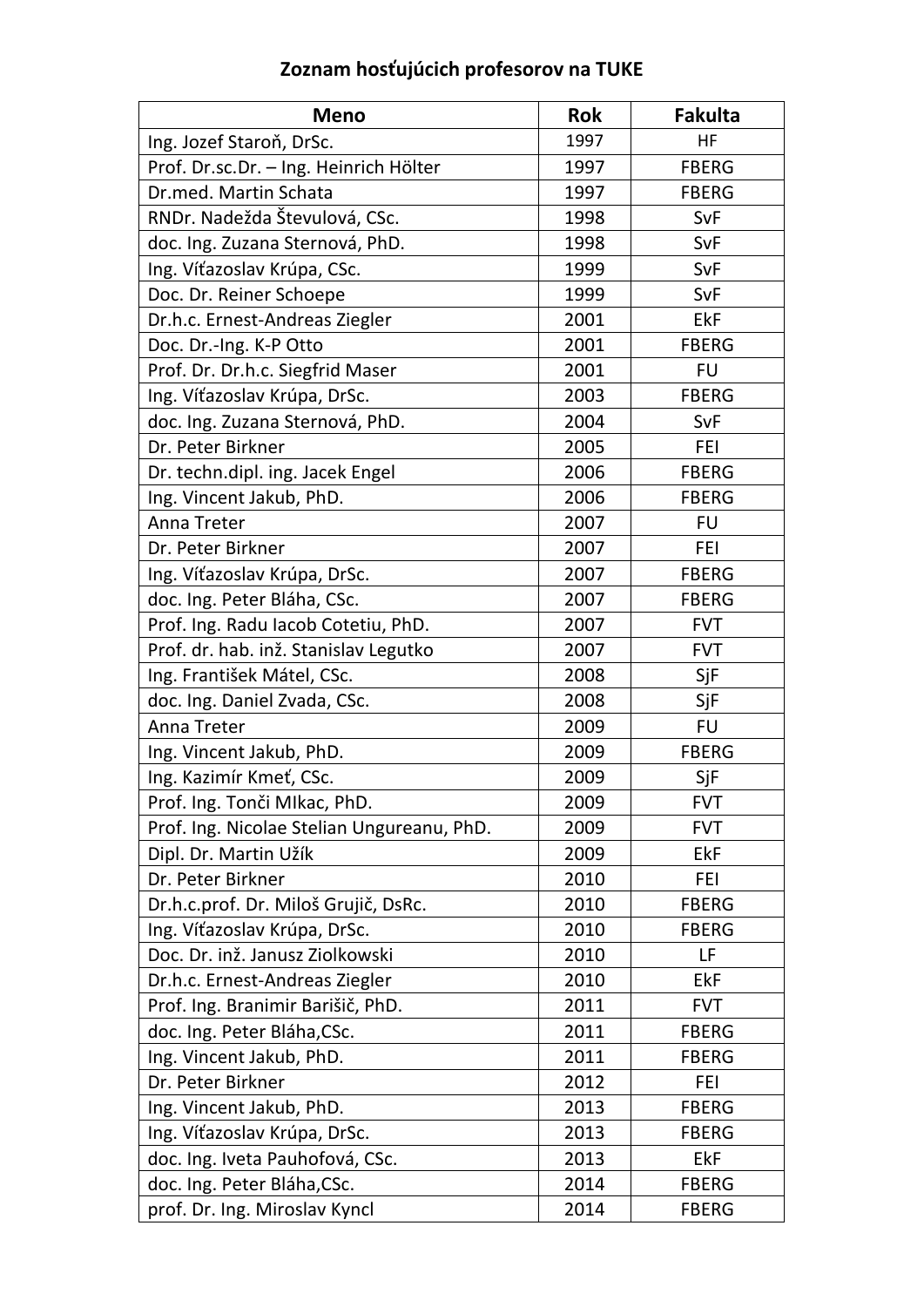**Zoznam hosťujúcich profesorov na TUKE**

| Meno | Rok | Fakulta |
|---|---|---|
| Ing. Jozef Staroň, DrSc. | 1997 | HF |
| Prof. Dr.sc.Dr. – Ing. Heinrich Hölter | 1997 | FBERG |
| Dr.med. Martin Schata | 1997 | FBERG |
| RNDr. Nadežda Števulová, CSc. | 1998 | SvF |
| doc. Ing. Zuzana Sternová, PhD. | 1998 | SvF |
| Ing. Víťazoslav Krúpa, CSc. | 1999 | SvF |
| Doc. Dr. Reiner Schoepe | 1999 | SvF |
| Dr.h.c. Ernest-Andreas Ziegler | 2001 | EkF |
| Doc. Dr.-Ing. K-P Otto | 2001 | FBERG |
| Prof. Dr. Dr.h.c. Siegfrid Maser | 2001 | FU |
| Ing. Víťazoslav Krúpa, DrSc. | 2003 | FBERG |
| doc. Ing. Zuzana Sternová, PhD. | 2004 | SvF |
| Dr. Peter Birkner | 2005 | FEI |
| Dr. techn.dipl. ing. Jacek Engel | 2006 | FBERG |
| Ing. Vincent Jakub, PhD. | 2006 | FBERG |
| Anna Treter | 2007 | FU |
| Dr. Peter Birkner | 2007 | FEI |
| Ing. Víťazoslav Krúpa, DrSc. | 2007 | FBERG |
| doc. Ing. Peter Bláha, CSc. | 2007 | FBERG |
| Prof. Ing. Radu Iacob Cotetiu, PhD. | 2007 | FVT |
| Prof. dr. hab. inž. Stanislav Legutko | 2007 | FVT |
| Ing. František Mátel, CSc. | 2008 | SjF |
| doc. Ing. Daniel Zvada, CSc. | 2008 | SjF |
| Anna Treter | 2009 | FU |
| Ing. Vincent Jakub, PhD. | 2009 | FBERG |
| Ing. Kazimír Kmeť, CSc. | 2009 | SjF |
| Prof. Ing. Tonči MIkac, PhD. | 2009 | FVT |
| Prof. Ing. Nicolae Stelian Ungureanu, PhD. | 2009 | FVT |
| Dipl. Dr. Martin Užík | 2009 | EkF |
| Dr. Peter Birkner | 2010 | FEI |
| Dr.h.c.prof. Dr. Miloš Grujič, DsRc. | 2010 | FBERG |
| Ing. Víťazoslav Krúpa, DrSc. | 2010 | FBERG |
| Doc. Dr. inž. Janusz Ziolkowski | 2010 | LF |
| Dr.h.c. Ernest-Andreas Ziegler | 2010 | EkF |
| Prof. Ing. Branimir Barišič, PhD. | 2011 | FVT |
| doc. Ing. Peter Bláha,CSc. | 2011 | FBERG |
| Ing. Vincent Jakub, PhD. | 2011 | FBERG |
| Dr. Peter Birkner | 2012 | FEI |
| Ing. Vincent Jakub, PhD. | 2013 | FBERG |
| Ing. Víťazoslav Krúpa, DrSc. | 2013 | FBERG |
| doc. Ing. Iveta Pauhofová, CSc. | 2013 | EkF |
| doc. Ing. Peter Bláha,CSc. | 2014 | FBERG |
| prof. Dr. Ing. Miroslav Kyncl | 2014 | FBERG |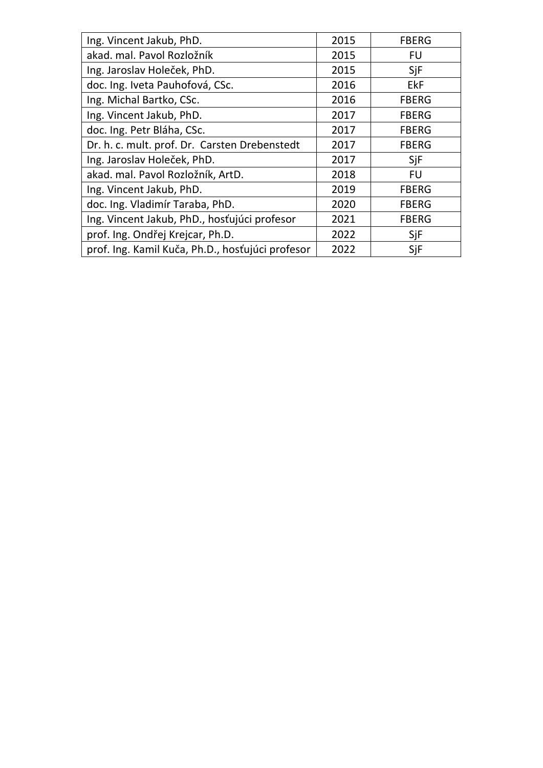| | | |
|---|---|---|
| Ing. Vincent Jakub, PhD. | 2015 | FBERG |
| akad. mal. Pavol Rozložník | 2015 | FU |
| Ing. Jaroslav Holeček, PhD. | 2015 | SjF |
| doc. Ing. Iveta Pauhofová, CSc. | 2016 | EkF |
| Ing. Michal Bartko, CSc. | 2016 | FBERG |
| Ing. Vincent Jakub, PhD. | 2017 | FBERG |
| doc. Ing. Petr Bláha, CSc. | 2017 | FBERG |
| Dr. h. c. mult. prof. Dr.  Carsten Drebenstedt | 2017 | FBERG |
| Ing. Jaroslav Holeček, PhD. | 2017 | SjF |
| akad. mal. Pavol Rozložník, ArtD. | 2018 | FU |
| Ing. Vincent Jakub, PhD. | 2019 | FBERG |
| doc. Ing. Vladimír Taraba, PhD. | 2020 | FBERG |
| Ing. Vincent Jakub, PhD., hosťujúci profesor | 2021 | FBERG |
| prof. Ing. Ondřej Krejcar, Ph.D. | 2022 | SjF |
| prof. Ing. Kamil Kuča, Ph.D., hosťujúci profesor | 2022 | SjF |